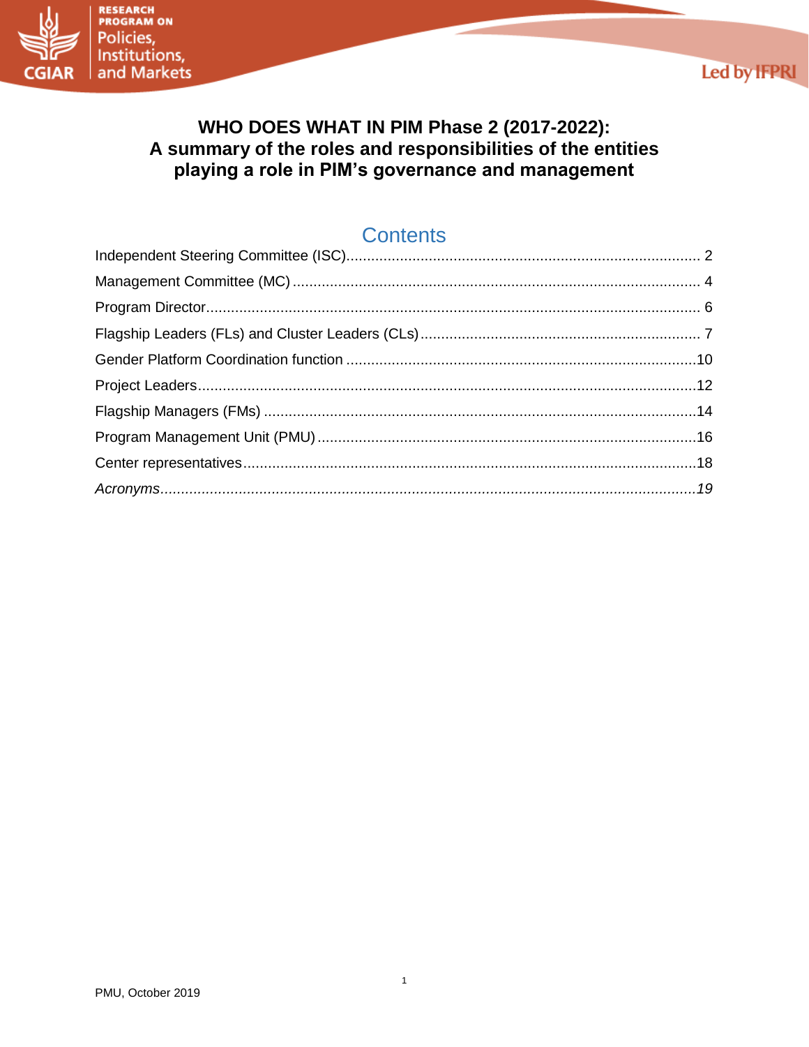# WHO DOES WHAT IN PIM Phase 2 (2017-2022): A summary of the roles and responsibilities of the entities playing a role in PIM's governance and management

## Contents

Independent Steering Committee (ISC) ..... 2
Management Committee (MC) ..... 4
Program Director ..... 6
Flagship Leaders (FLs) and Cluster Leaders (CLs) ..... 7
Gender Platform Coordination function ..... 10
Project Leaders ..... 12
Flagship Managers (FMs) ..... 14
Program Management Unit (PMU) ..... 16
Center representatives ..... 18
*Acronyms ..... 19*

PMU, October 2019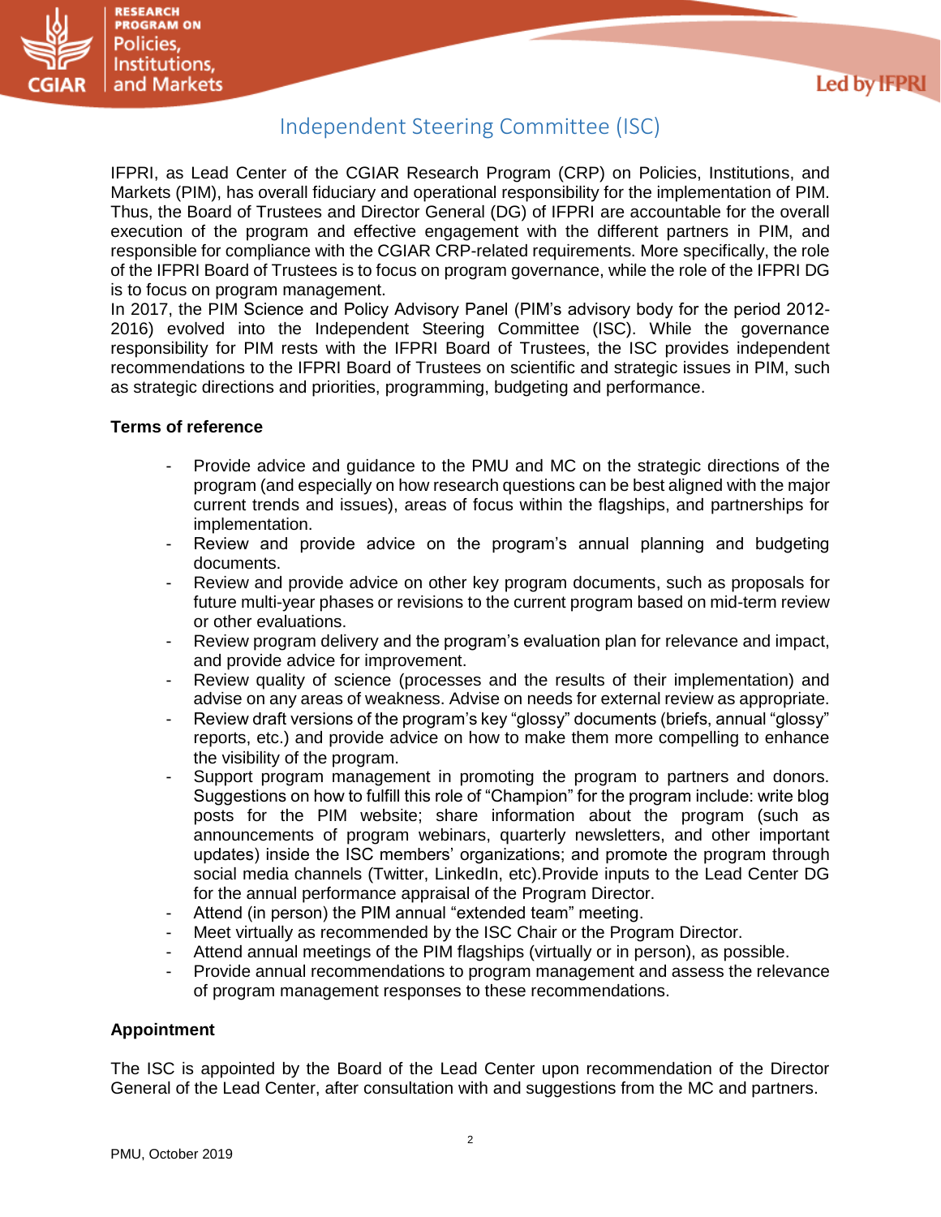# Independent Steering Committee (ISC)

IFPRI, as Lead Center of the CGIAR Research Program (CRP) on Policies, Institutions, and Markets (PIM), has overall fiduciary and operational responsibility for the implementation of PIM. Thus, the Board of Trustees and Director General (DG) of IFPRI are accountable for the overall execution of the program and effective engagement with the different partners in PIM, and responsible for compliance with the CGIAR CRP-related requirements. More specifically, the role of the IFPRI Board of Trustees is to focus on program governance, while the role of the IFPRI DG is to focus on program management.

In 2017, the PIM Science and Policy Advisory Panel (PIM's advisory body for the period 2012-2016) evolved into the Independent Steering Committee (ISC). While the governance responsibility for PIM rests with the IFPRI Board of Trustees, the ISC provides independent recommendations to the IFPRI Board of Trustees on scientific and strategic issues in PIM, such as strategic directions and priorities, programming, budgeting and performance.

**Terms of reference**

- Provide advice and guidance to the PMU and MC on the strategic directions of the program (and especially on how research questions can be best aligned with the major current trends and issues), areas of focus within the flagships, and partnerships for implementation.
- Review and provide advice on the program's annual planning and budgeting documents.
- Review and provide advice on other key program documents, such as proposals for future multi-year phases or revisions to the current program based on mid-term review or other evaluations.
- Review program delivery and the program's evaluation plan for relevance and impact, and provide advice for improvement.
- Review quality of science (processes and the results of their implementation) and advise on any areas of weakness. Advise on needs for external review as appropriate.
- Review draft versions of the program's key "glossy" documents (briefs, annual "glossy" reports, etc.) and provide advice on how to make them more compelling to enhance the visibility of the program.
- Support program management in promoting the program to partners and donors. Suggestions on how to fulfill this role of "Champion" for the program include: write blog posts for the PIM website; share information about the program (such as announcements of program webinars, quarterly newsletters, and other important updates) inside the ISC members' organizations; and promote the program through social media channels (Twitter, LinkedIn, etc).Provide inputs to the Lead Center DG for the annual performance appraisal of the Program Director.
- Attend (in person) the PIM annual "extended team" meeting.
- Meet virtually as recommended by the ISC Chair or the Program Director.
- Attend annual meetings of the PIM flagships (virtually or in person), as possible.
- Provide annual recommendations to program management and assess the relevance of program management responses to these recommendations.

**Appointment**

The ISC is appointed by the Board of the Lead Center upon recommendation of the Director General of the Lead Center, after consultation with and suggestions from the MC and partners.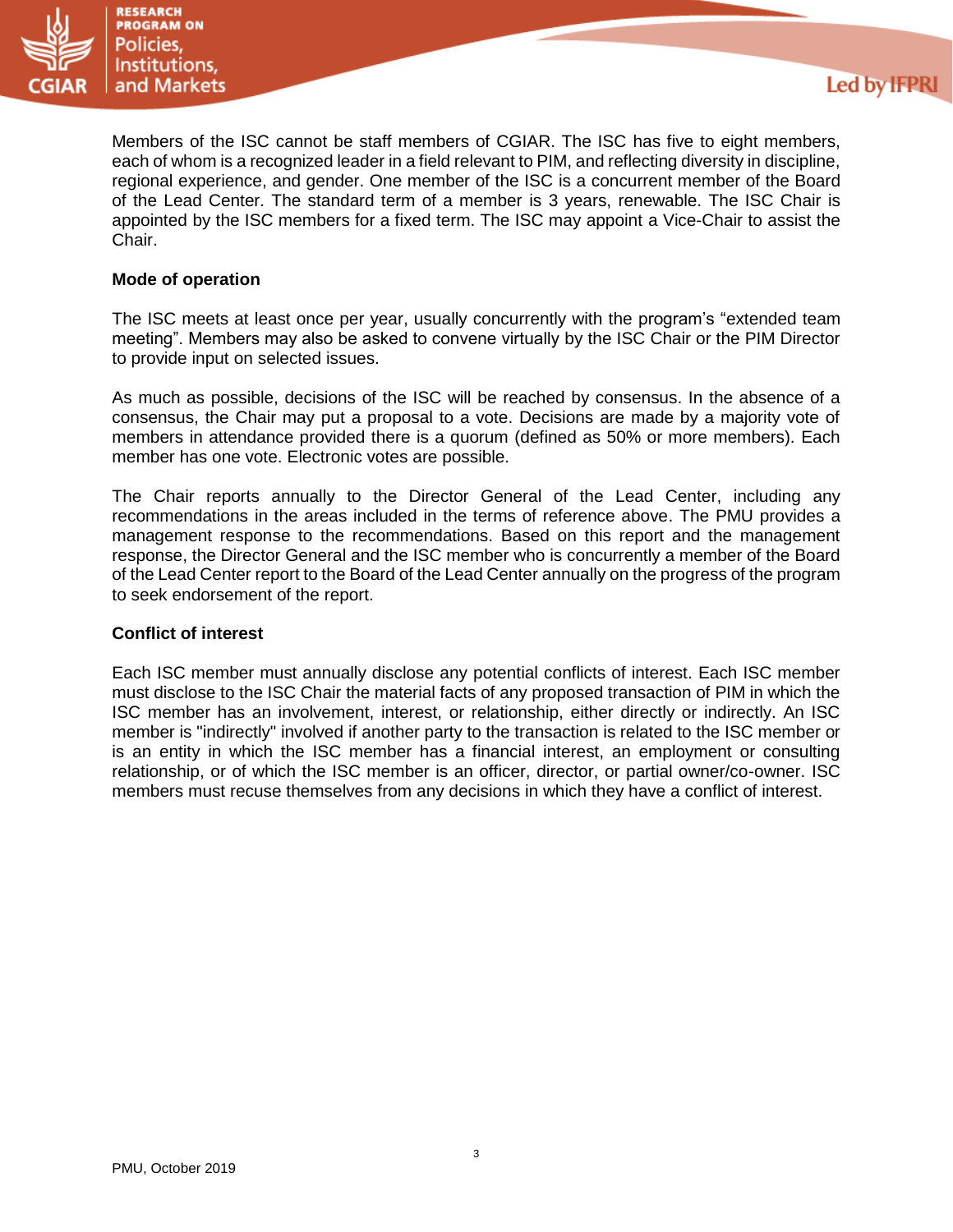Members of the ISC cannot be staff members of CGIAR. The ISC has five to eight members, each of whom is a recognized leader in a field relevant to PIM, and reflecting diversity in discipline, regional experience, and gender. One member of the ISC is a concurrent member of the Board of the Lead Center. The standard term of a member is 3 years, renewable. The ISC Chair is appointed by the ISC members for a fixed term. The ISC may appoint a Vice-Chair to assist the Chair.

**Mode of operation**

The ISC meets at least once per year, usually concurrently with the program's "extended team meeting". Members may also be asked to convene virtually by the ISC Chair or the PIM Director to provide input on selected issues.

As much as possible, decisions of the ISC will be reached by consensus. In the absence of a consensus, the Chair may put a proposal to a vote. Decisions are made by a majority vote of members in attendance provided there is a quorum (defined as 50% or more members). Each member has one vote. Electronic votes are possible.

The Chair reports annually to the Director General of the Lead Center, including any recommendations in the areas included in the terms of reference above. The PMU provides a management response to the recommendations. Based on this report and the management response, the Director General and the ISC member who is concurrently a member of the Board of the Lead Center report to the Board of the Lead Center annually on the progress of the program to seek endorsement of the report.

**Conflict of interest**

Each ISC member must annually disclose any potential conflicts of interest. Each ISC member must disclose to the ISC Chair the material facts of any proposed transaction of PIM in which the ISC member has an involvement, interest, or relationship, either directly or indirectly. An ISC member is "indirectly" involved if another party to the transaction is related to the ISC member or is an entity in which the ISC member has a financial interest, an employment or consulting relationship, or of which the ISC member is an officer, director, or partial owner/co-owner. ISC members must recuse themselves from any decisions in which they have a conflict of interest.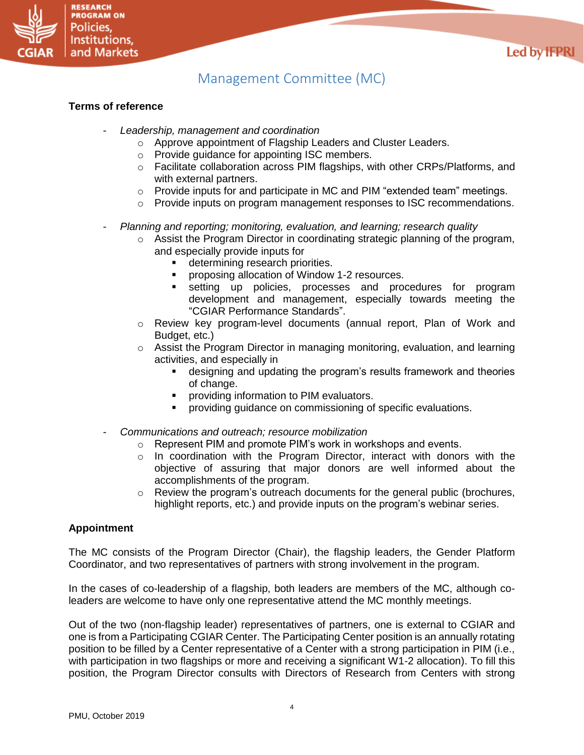## Management Committee (MC)

**Terms of reference**

- *Leadership, management and coordination*
  - Approve appointment of Flagship Leaders and Cluster Leaders.
  - Provide guidance for appointing ISC members.
  - Facilitate collaboration across PIM flagships, with other CRPs/Platforms, and with external partners.
  - Provide inputs for and participate in MC and PIM "extended team" meetings.
  - Provide inputs on program management responses to ISC recommendations.

- *Planning and reporting; monitoring, evaluation, and learning; research quality*
  - Assist the Program Director in coordinating strategic planning of the program, and especially provide inputs for
    - determining research priorities.
    - proposing allocation of Window 1-2 resources.
    - setting up policies, processes and procedures for program development and management, especially towards meeting the "CGIAR Performance Standards".
  - Review key program-level documents (annual report, Plan of Work and Budget, etc.)
  - Assist the Program Director in managing monitoring, evaluation, and learning activities, and especially in
    - designing and updating the program's results framework and theories of change.
    - providing information to PIM evaluators.
    - providing guidance on commissioning of specific evaluations.

- *Communications and outreach; resource mobilization*
  - Represent PIM and promote PIM's work in workshops and events.
  - In coordination with the Program Director, interact with donors with the objective of assuring that major donors are well informed about the accomplishments of the program.
  - Review the program's outreach documents for the general public (brochures, highlight reports, etc.) and provide inputs on the program's webinar series.

**Appointment**

The MC consists of the Program Director (Chair), the flagship leaders, the Gender Platform Coordinator, and two representatives of partners with strong involvement in the program.

In the cases of co-leadership of a flagship, both leaders are members of the MC, although co-leaders are welcome to have only one representative attend the MC monthly meetings.

Out of the two (non-flagship leader) representatives of partners, one is external to CGIAR and one is from a Participating CGIAR Center. The Participating Center position is an annually rotating position to be filled by a Center representative of a Center with a strong participation in PIM (i.e., with participation in two flagships or more and receiving a significant W1-2 allocation). To fill this position, the Program Director consults with Directors of Research from Centers with strong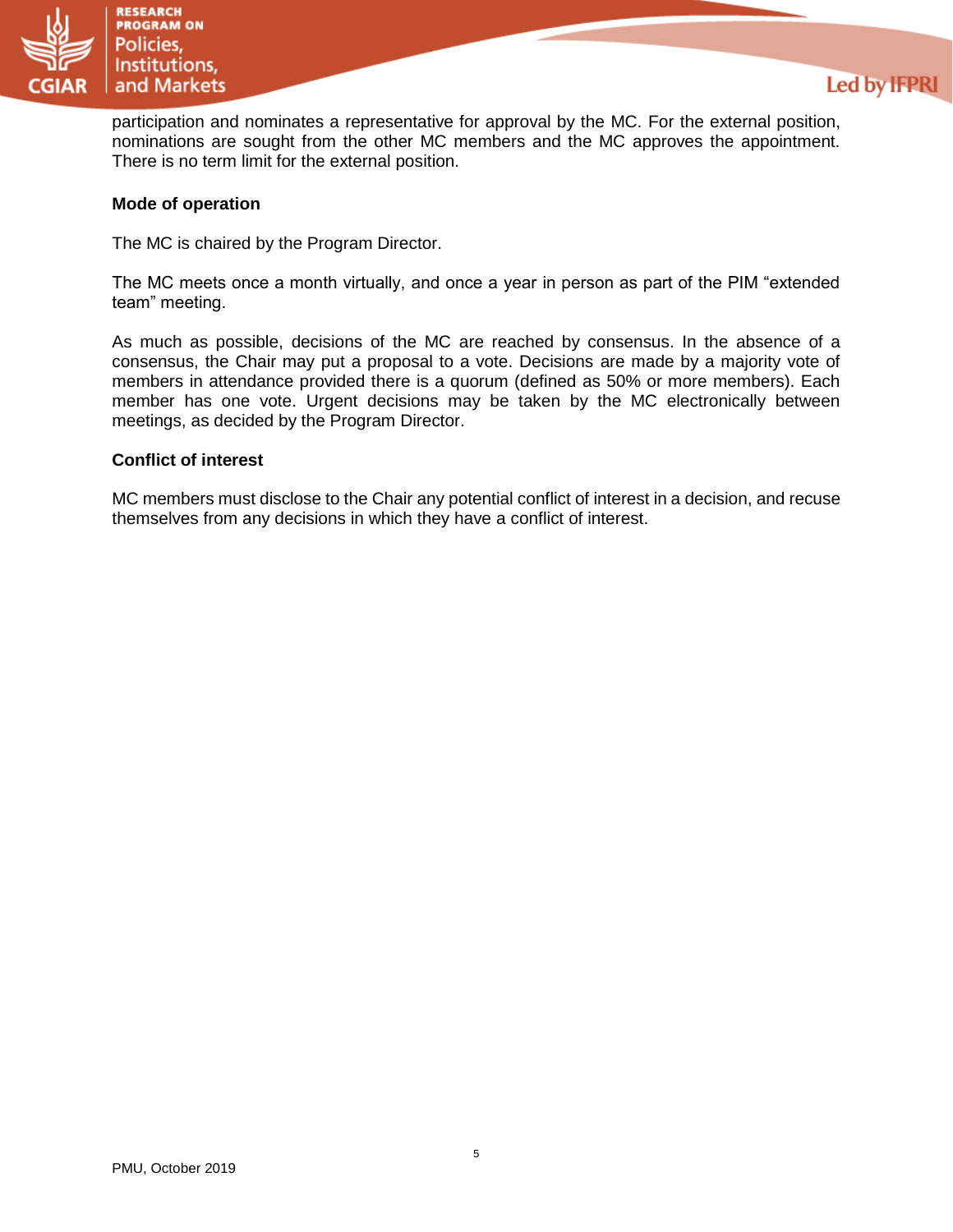participation and nominates a representative for approval by the MC. For the external position, nominations are sought from the other MC members and the MC approves the appointment. There is no term limit for the external position.

**Mode of operation**

The MC is chaired by the Program Director.

The MC meets once a month virtually, and once a year in person as part of the PIM “extended team” meeting.

As much as possible, decisions of the MC are reached by consensus. In the absence of a consensus, the Chair may put a proposal to a vote. Decisions are made by a majority vote of members in attendance provided there is a quorum (defined as 50% or more members). Each member has one vote. Urgent decisions may be taken by the MC electronically between meetings, as decided by the Program Director.

**Conflict of interest**

MC members must disclose to the Chair any potential conflict of interest in a decision, and recuse themselves from any decisions in which they have a conflict of interest.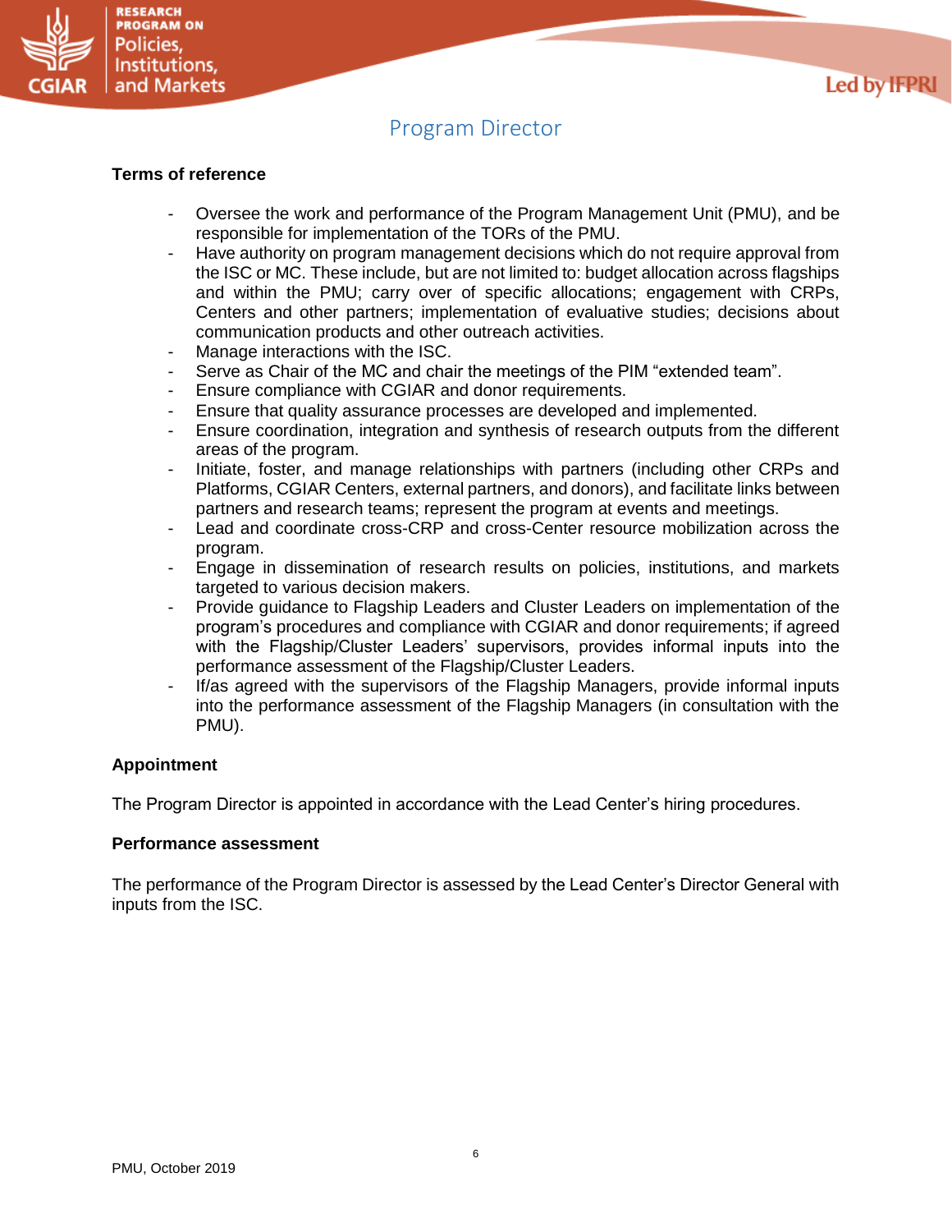# Program Director

**Terms of reference**

- Oversee the work and performance of the Program Management Unit (PMU), and be responsible for implementation of the TORs of the PMU.
- Have authority on program management decisions which do not require approval from the ISC or MC. These include, but are not limited to: budget allocation across flagships and within the PMU; carry over of specific allocations; engagement with CRPs, Centers and other partners; implementation of evaluative studies; decisions about communication products and other outreach activities.
- Manage interactions with the ISC.
- Serve as Chair of the MC and chair the meetings of the PIM "extended team".
- Ensure compliance with CGIAR and donor requirements.
- Ensure that quality assurance processes are developed and implemented.
- Ensure coordination, integration and synthesis of research outputs from the different areas of the program.
- Initiate, foster, and manage relationships with partners (including other CRPs and Platforms, CGIAR Centers, external partners, and donors), and facilitate links between partners and research teams; represent the program at events and meetings.
- Lead and coordinate cross-CRP and cross-Center resource mobilization across the program.
- Engage in dissemination of research results on policies, institutions, and markets targeted to various decision makers.
- Provide guidance to Flagship Leaders and Cluster Leaders on implementation of the program's procedures and compliance with CGIAR and donor requirements; if agreed with the Flagship/Cluster Leaders' supervisors, provides informal inputs into the performance assessment of the Flagship/Cluster Leaders.
- If/as agreed with the supervisors of the Flagship Managers, provide informal inputs into the performance assessment of the Flagship Managers (in consultation with the PMU).

**Appointment**

The Program Director is appointed in accordance with the Lead Center's hiring procedures.

**Performance assessment**

The performance of the Program Director is assessed by the Lead Center's Director General with inputs from the ISC.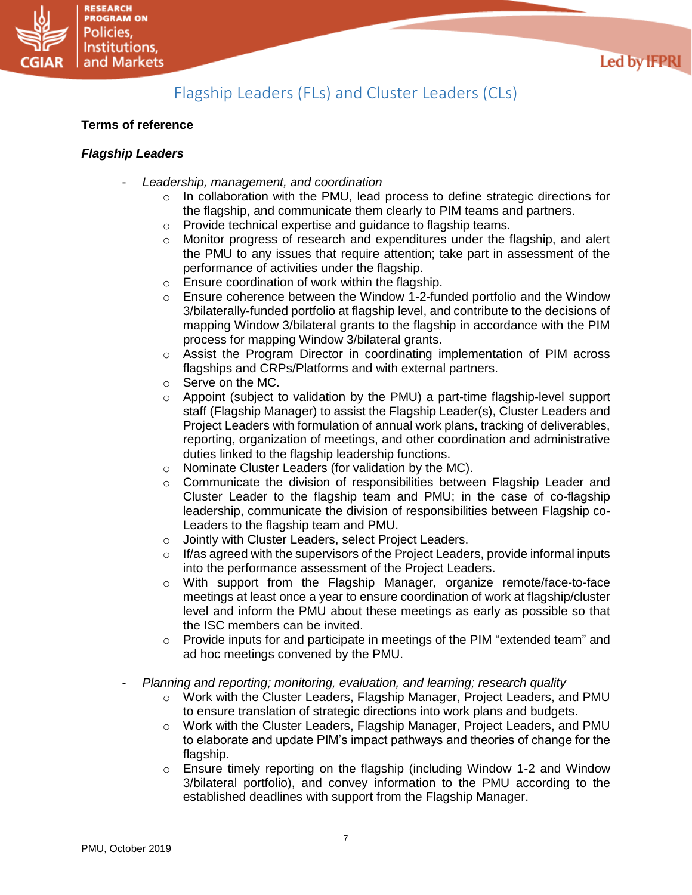## Flagship Leaders (FLs) and Cluster Leaders (CLs)

**Terms of reference**

***Flagship Leaders***

- *Leadership, management, and coordination*
  - In collaboration with the PMU, lead process to define strategic directions for the flagship, and communicate them clearly to PIM teams and partners.
  - Provide technical expertise and guidance to flagship teams.
  - Monitor progress of research and expenditures under the flagship, and alert the PMU to any issues that require attention; take part in assessment of the performance of activities under the flagship.
  - Ensure coordination of work within the flagship.
  - Ensure coherence between the Window 1-2-funded portfolio and the Window 3/bilaterally-funded portfolio at flagship level, and contribute to the decisions of mapping Window 3/bilateral grants to the flagship in accordance with the PIM process for mapping Window 3/bilateral grants.
  - Assist the Program Director in coordinating implementation of PIM across flagships and CRPs/Platforms and with external partners.
  - Serve on the MC.
  - Appoint (subject to validation by the PMU) a part-time flagship-level support staff (Flagship Manager) to assist the Flagship Leader(s), Cluster Leaders and Project Leaders with formulation of annual work plans, tracking of deliverables, reporting, organization of meetings, and other coordination and administrative duties linked to the flagship leadership functions.
  - Nominate Cluster Leaders (for validation by the MC).
  - Communicate the division of responsibilities between Flagship Leader and Cluster Leader to the flagship team and PMU; in the case of co-flagship leadership, communicate the division of responsibilities between Flagship co-Leaders to the flagship team and PMU.
  - Jointly with Cluster Leaders, select Project Leaders.
  - If/as agreed with the supervisors of the Project Leaders, provide informal inputs into the performance assessment of the Project Leaders.
  - With support from the Flagship Manager, organize remote/face-to-face meetings at least once a year to ensure coordination of work at flagship/cluster level and inform the PMU about these meetings as early as possible so that the ISC members can be invited.
  - Provide inputs for and participate in meetings of the PIM "extended team" and ad hoc meetings convened by the PMU.

- *Planning and reporting; monitoring, evaluation, and learning; research quality*
  - Work with the Cluster Leaders, Flagship Manager, Project Leaders, and PMU to ensure translation of strategic directions into work plans and budgets.
  - Work with the Cluster Leaders, Flagship Manager, Project Leaders, and PMU to elaborate and update PIM's impact pathways and theories of change for the flagship.
  - Ensure timely reporting on the flagship (including Window 1-2 and Window 3/bilateral portfolio), and convey information to the PMU according to the established deadlines with support from the Flagship Manager.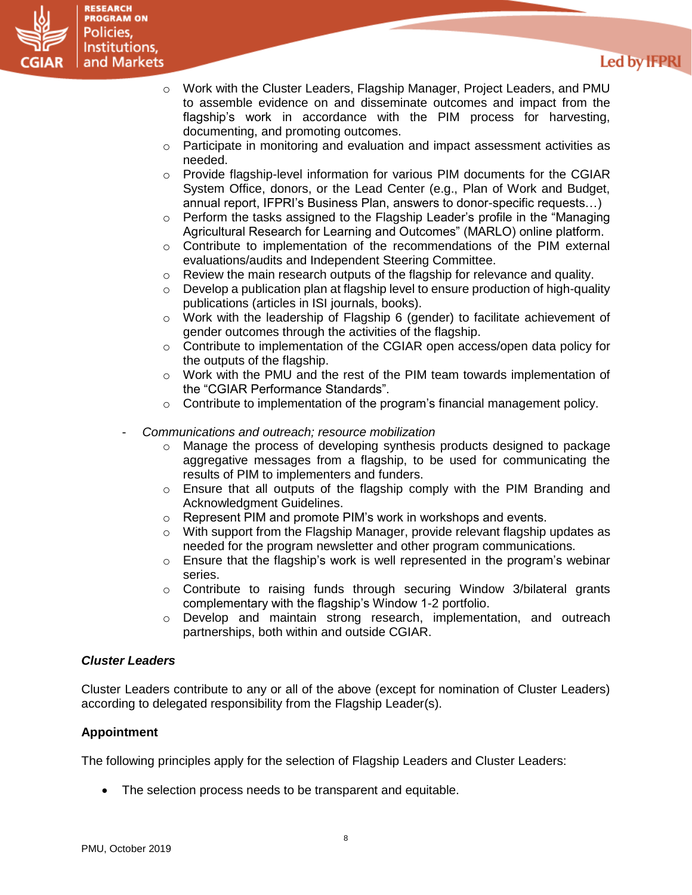- Work with the Cluster Leaders, Flagship Manager, Project Leaders, and PMU to assemble evidence on and disseminate outcomes and impact from the flagship's work in accordance with the PIM process for harvesting, documenting, and promoting outcomes.
    - Participate in monitoring and evaluation and impact assessment activities as needed.
    - Provide flagship-level information for various PIM documents for the CGIAR System Office, donors, or the Lead Center (e.g., Plan of Work and Budget, annual report, IFPRI's Business Plan, answers to donor-specific requests…)
    - Perform the tasks assigned to the Flagship Leader's profile in the "Managing Agricultural Research for Learning and Outcomes" (MARLO) online platform.
    - Contribute to implementation of the recommendations of the PIM external evaluations/audits and Independent Steering Committee.
    - Review the main research outputs of the flagship for relevance and quality.
    - Develop a publication plan at flagship level to ensure production of high-quality publications (articles in ISI journals, books).
    - Work with the leadership of Flagship 6 (gender) to facilitate achievement of gender outcomes through the activities of the flagship.
    - Contribute to implementation of the CGIAR open access/open data policy for the outputs of the flagship.
    - Work with the PMU and the rest of the PIM team towards implementation of the "CGIAR Performance Standards".
    - Contribute to implementation of the program's financial management policy.

- *Communications and outreach; resource mobilization*
    - Manage the process of developing synthesis products designed to package aggregative messages from a flagship, to be used for communicating the results of PIM to implementers and funders.
    - Ensure that all outputs of the flagship comply with the PIM Branding and Acknowledgment Guidelines.
    - Represent PIM and promote PIM's work in workshops and events.
    - With support from the Flagship Manager, provide relevant flagship updates as needed for the program newsletter and other program communications.
    - Ensure that the flagship's work is well represented in the program's webinar series.
    - Contribute to raising funds through securing Window 3/bilateral grants complementary with the flagship's Window 1-2 portfolio.
    - Develop and maintain strong research, implementation, and outreach partnerships, both within and outside CGIAR.

***Cluster Leaders***

Cluster Leaders contribute to any or all of the above (except for nomination of Cluster Leaders) according to delegated responsibility from the Flagship Leader(s).

**Appointment**

The following principles apply for the selection of Flagship Leaders and Cluster Leaders:

- The selection process needs to be transparent and equitable.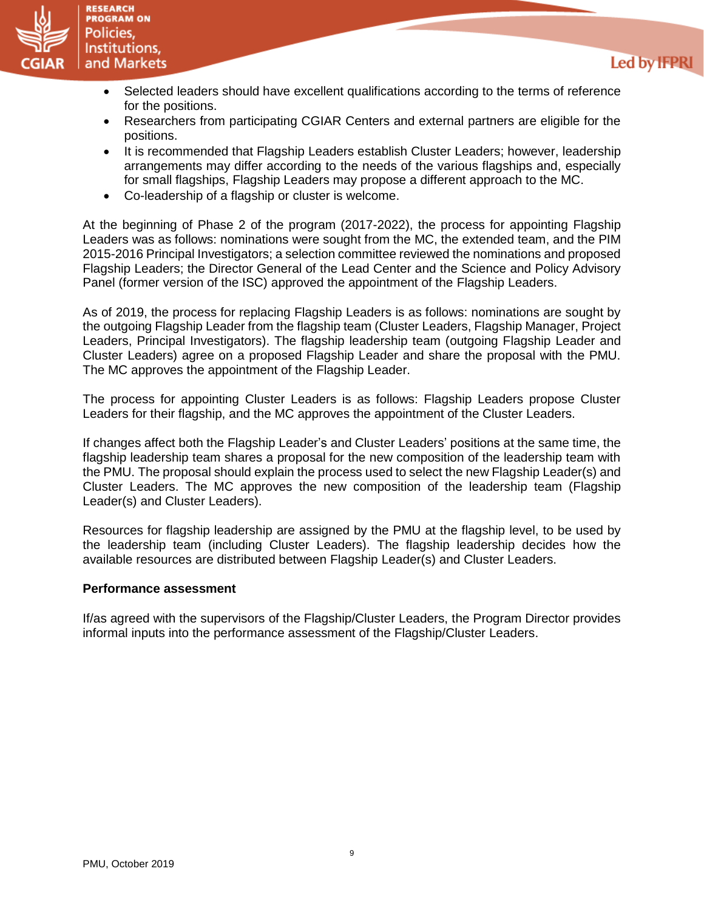- Selected leaders should have excellent qualifications according to the terms of reference for the positions.
- Researchers from participating CGIAR Centers and external partners are eligible for the positions.
- It is recommended that Flagship Leaders establish Cluster Leaders; however, leadership arrangements may differ according to the needs of the various flagships and, especially for small flagships, Flagship Leaders may propose a different approach to the MC.
- Co-leadership of a flagship or cluster is welcome.

At the beginning of Phase 2 of the program (2017-2022), the process for appointing Flagship Leaders was as follows: nominations were sought from the MC, the extended team, and the PIM 2015-2016 Principal Investigators; a selection committee reviewed the nominations and proposed Flagship Leaders; the Director General of the Lead Center and the Science and Policy Advisory Panel (former version of the ISC) approved the appointment of the Flagship Leaders.

As of 2019, the process for replacing Flagship Leaders is as follows: nominations are sought by the outgoing Flagship Leader from the flagship team (Cluster Leaders, Flagship Manager, Project Leaders, Principal Investigators). The flagship leadership team (outgoing Flagship Leader and Cluster Leaders) agree on a proposed Flagship Leader and share the proposal with the PMU. The MC approves the appointment of the Flagship Leader.

The process for appointing Cluster Leaders is as follows: Flagship Leaders propose Cluster Leaders for their flagship, and the MC approves the appointment of the Cluster Leaders.

If changes affect both the Flagship Leader's and Cluster Leaders' positions at the same time, the flagship leadership team shares a proposal for the new composition of the leadership team with the PMU. The proposal should explain the process used to select the new Flagship Leader(s) and Cluster Leaders. The MC approves the new composition of the leadership team (Flagship Leader(s) and Cluster Leaders).

Resources for flagship leadership are assigned by the PMU at the flagship level, to be used by the leadership team (including Cluster Leaders). The flagship leadership decides how the available resources are distributed between Flagship Leader(s) and Cluster Leaders.

**Performance assessment**

If/as agreed with the supervisors of the Flagship/Cluster Leaders, the Program Director provides informal inputs into the performance assessment of the Flagship/Cluster Leaders.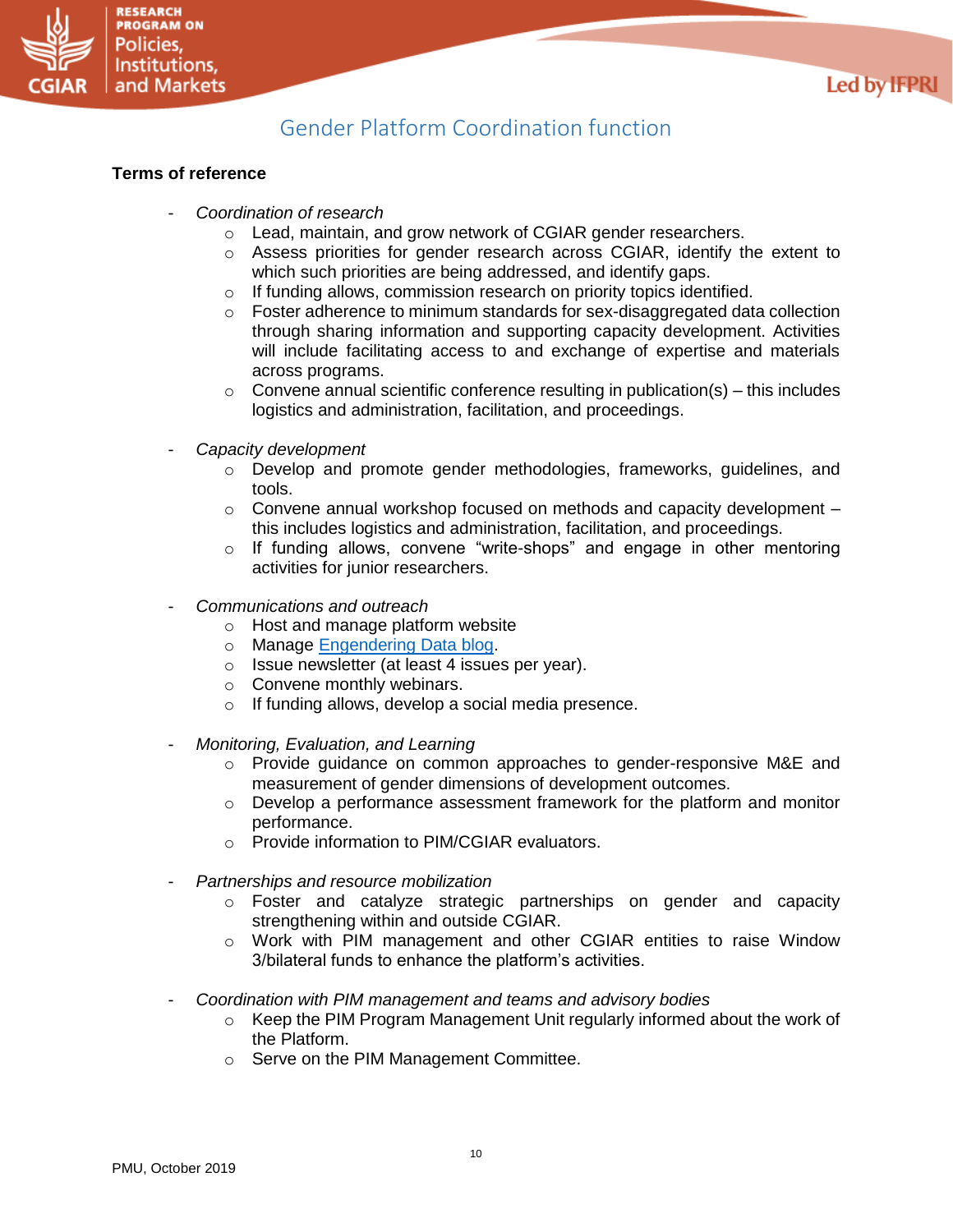# Gender Platform Coordination function

**Terms of reference**

- *Coordination of research*
  - Lead, maintain, and grow network of CGIAR gender researchers.
  - Assess priorities for gender research across CGIAR, identify the extent to which such priorities are being addressed, and identify gaps.
  - If funding allows, commission research on priority topics identified.
  - Foster adherence to minimum standards for sex-disaggregated data collection through sharing information and supporting capacity development. Activities will include facilitating access to and exchange of expertise and materials across programs.
  - Convene annual scientific conference resulting in publication(s) – this includes logistics and administration, facilitation, and proceedings.

- *Capacity development*
  - Develop and promote gender methodologies, frameworks, guidelines, and tools.
  - Convene annual workshop focused on methods and capacity development – this includes logistics and administration, facilitation, and proceedings.
  - If funding allows, convene "write-shops" and engage in other mentoring activities for junior researchers.

- *Communications and outreach*
  - Host and manage platform website
  - Manage Engendering Data blog.
  - Issue newsletter (at least 4 issues per year).
  - Convene monthly webinars.
  - If funding allows, develop a social media presence.

- *Monitoring, Evaluation, and Learning*
  - Provide guidance on common approaches to gender-responsive M&E and measurement of gender dimensions of development outcomes.
  - Develop a performance assessment framework for the platform and monitor performance.
  - Provide information to PIM/CGIAR evaluators.

- *Partnerships and resource mobilization*
  - Foster and catalyze strategic partnerships on gender and capacity strengthening within and outside CGIAR.
  - Work with PIM management and other CGIAR entities to raise Window 3/bilateral funds to enhance the platform's activities.

- *Coordination with PIM management and teams and advisory bodies*
  - Keep the PIM Program Management Unit regularly informed about the work of the Platform.
  - Serve on the PIM Management Committee.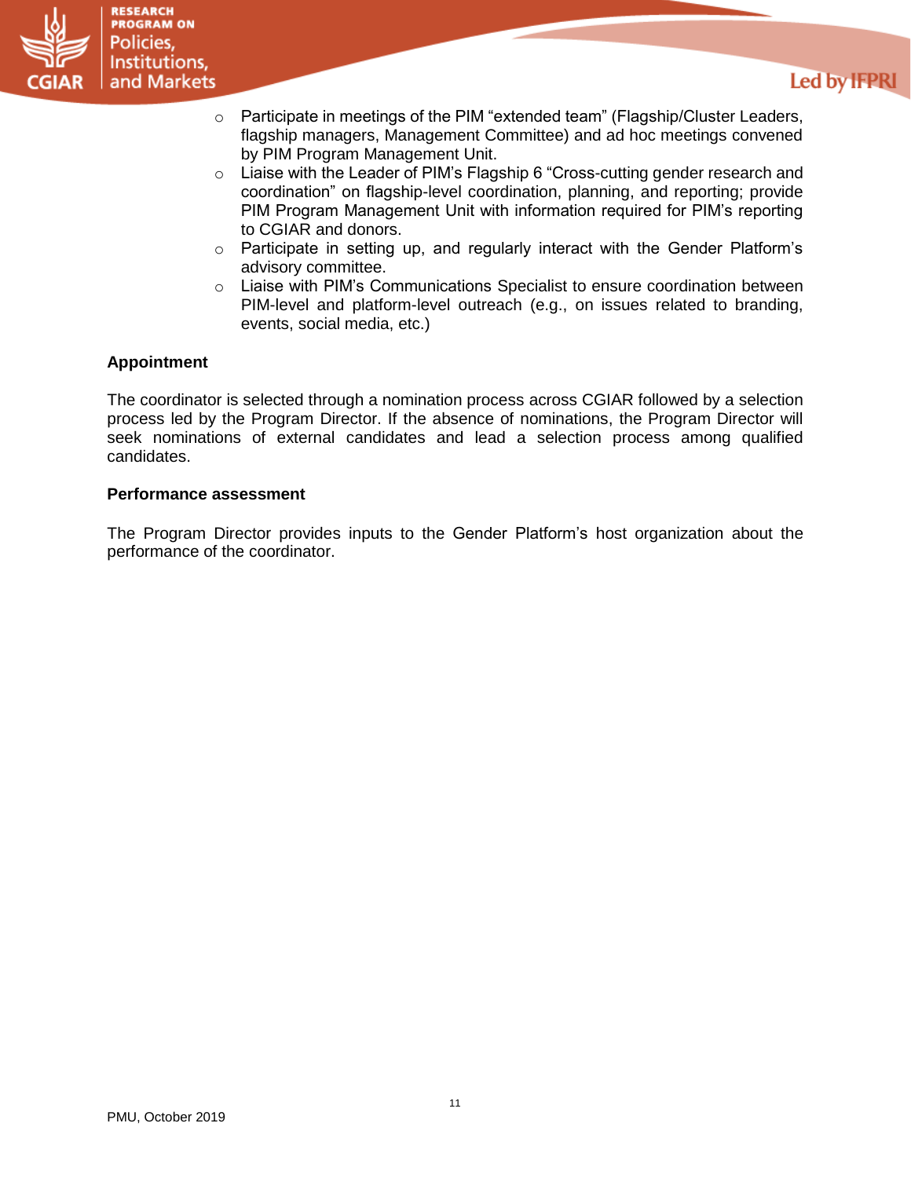- Participate in meetings of the PIM “extended team” (Flagship/Cluster Leaders, flagship managers, Management Committee) and ad hoc meetings convened by PIM Program Management Unit.
- Liaise with the Leader of PIM’s Flagship 6 “Cross-cutting gender research and coordination” on flagship-level coordination, planning, and reporting; provide PIM Program Management Unit with information required for PIM’s reporting to CGIAR and donors.
- Participate in setting up, and regularly interact with the Gender Platform’s advisory committee.
- Liaise with PIM’s Communications Specialist to ensure coordination between PIM-level and platform-level outreach (e.g., on issues related to branding, events, social media, etc.)

**Appointment**

The coordinator is selected through a nomination process across CGIAR followed by a selection process led by the Program Director. If the absence of nominations, the Program Director will seek nominations of external candidates and lead a selection process among qualified candidates.

**Performance assessment**

The Program Director provides inputs to the Gender Platform’s host organization about the performance of the coordinator.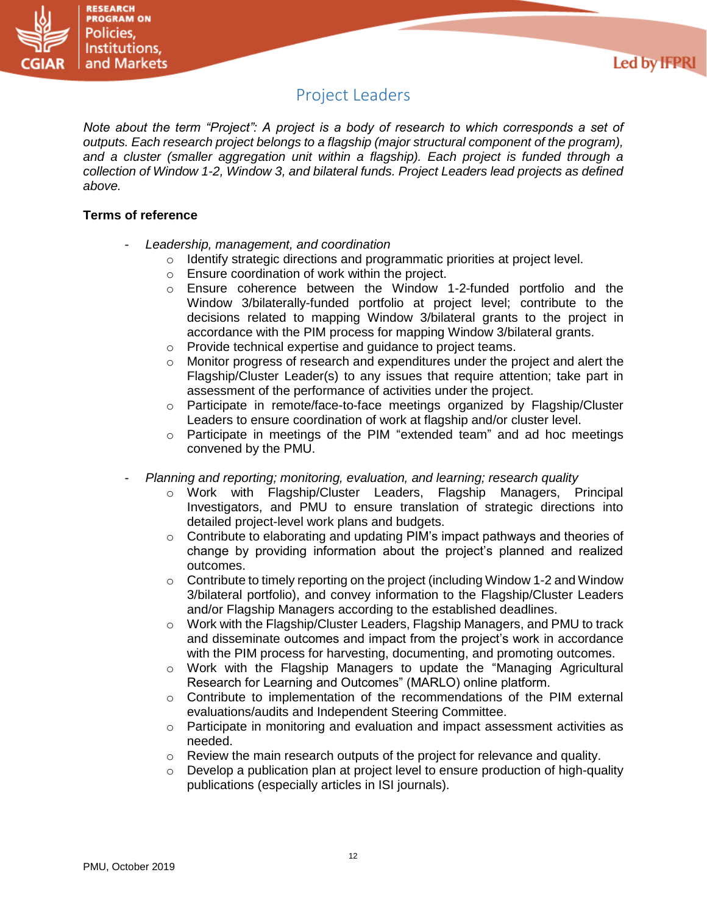## Project Leaders

*Note about the term "Project": A project is a body of research to which corresponds a set of outputs. Each research project belongs to a flagship (major structural component of the program), and a cluster (smaller aggregation unit within a flagship). Each project is funded through a collection of Window 1-2, Window 3, and bilateral funds. Project Leaders lead projects as defined above.*

**Terms of reference**

- *Leadership, management, and coordination*
  - Identify strategic directions and programmatic priorities at project level.
  - Ensure coordination of work within the project.
  - Ensure coherence between the Window 1-2-funded portfolio and the Window 3/bilaterally-funded portfolio at project level; contribute to the decisions related to mapping Window 3/bilateral grants to the project in accordance with the PIM process for mapping Window 3/bilateral grants.
  - Provide technical expertise and guidance to project teams.
  - Monitor progress of research and expenditures under the project and alert the Flagship/Cluster Leader(s) to any issues that require attention; take part in assessment of the performance of activities under the project.
  - Participate in remote/face-to-face meetings organized by Flagship/Cluster Leaders to ensure coordination of work at flagship and/or cluster level.
  - Participate in meetings of the PIM "extended team" and ad hoc meetings convened by the PMU.

- *Planning and reporting; monitoring, evaluation, and learning; research quality*
  - Work with Flagship/Cluster Leaders, Flagship Managers, Principal Investigators, and PMU to ensure translation of strategic directions into detailed project-level work plans and budgets.
  - Contribute to elaborating and updating PIM's impact pathways and theories of change by providing information about the project's planned and realized outcomes.
  - Contribute to timely reporting on the project (including Window 1-2 and Window 3/bilateral portfolio), and convey information to the Flagship/Cluster Leaders and/or Flagship Managers according to the established deadlines.
  - Work with the Flagship/Cluster Leaders, Flagship Managers, and PMU to track and disseminate outcomes and impact from the project's work in accordance with the PIM process for harvesting, documenting, and promoting outcomes.
  - Work with the Flagship Managers to update the "Managing Agricultural Research for Learning and Outcomes" (MARLO) online platform.
  - Contribute to implementation of the recommendations of the PIM external evaluations/audits and Independent Steering Committee.
  - Participate in monitoring and evaluation and impact assessment activities as needed.
  - Review the main research outputs of the project for relevance and quality.
  - Develop a publication plan at project level to ensure production of high-quality publications (especially articles in ISI journals).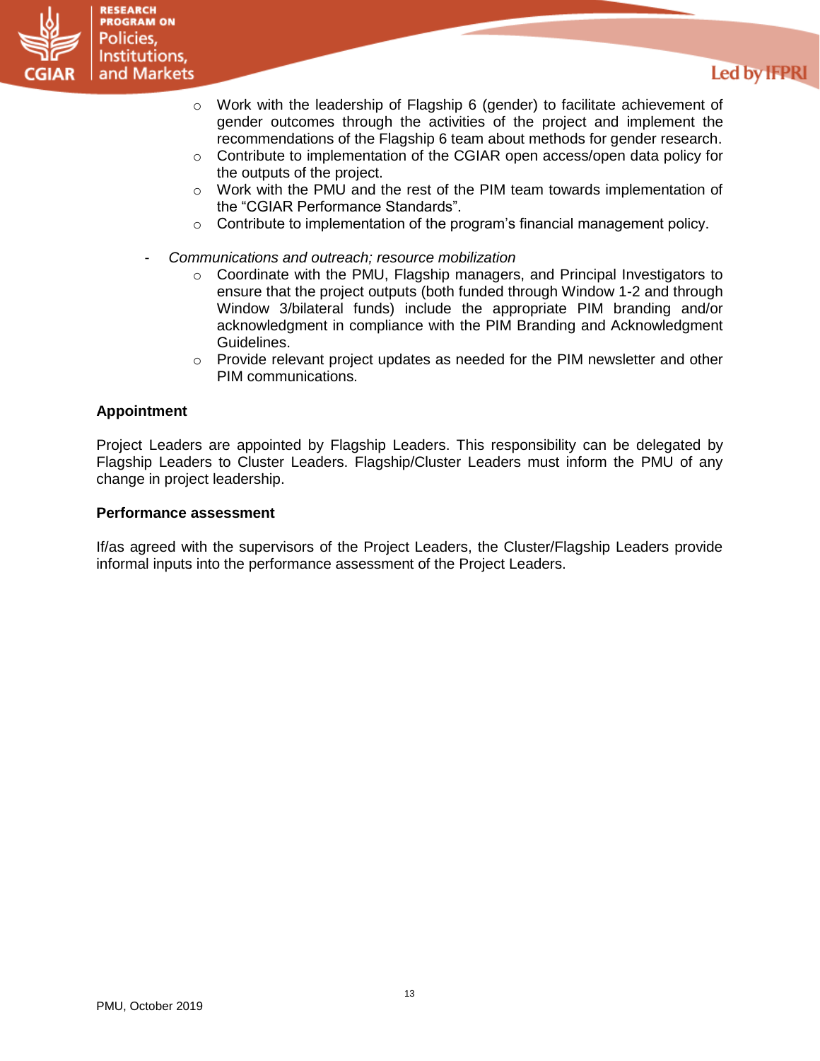- Work with the leadership of Flagship 6 (gender) to facilitate achievement of gender outcomes through the activities of the project and implement the recommendations of the Flagship 6 team about methods for gender research.
    - Contribute to implementation of the CGIAR open access/open data policy for the outputs of the project.
    - Work with the PMU and the rest of the PIM team towards implementation of the "CGIAR Performance Standards".
    - Contribute to implementation of the program's financial management policy.

- *Communications and outreach; resource mobilization*
    - Coordinate with the PMU, Flagship managers, and Principal Investigators to ensure that the project outputs (both funded through Window 1-2 and through Window 3/bilateral funds) include the appropriate PIM branding and/or acknowledgment in compliance with the PIM Branding and Acknowledgment Guidelines.
    - Provide relevant project updates as needed for the PIM newsletter and other PIM communications.

**Appointment**

Project Leaders are appointed by Flagship Leaders. This responsibility can be delegated by Flagship Leaders to Cluster Leaders. Flagship/Cluster Leaders must inform the PMU of any change in project leadership.

**Performance assessment**

If/as agreed with the supervisors of the Project Leaders, the Cluster/Flagship Leaders provide informal inputs into the performance assessment of the Project Leaders.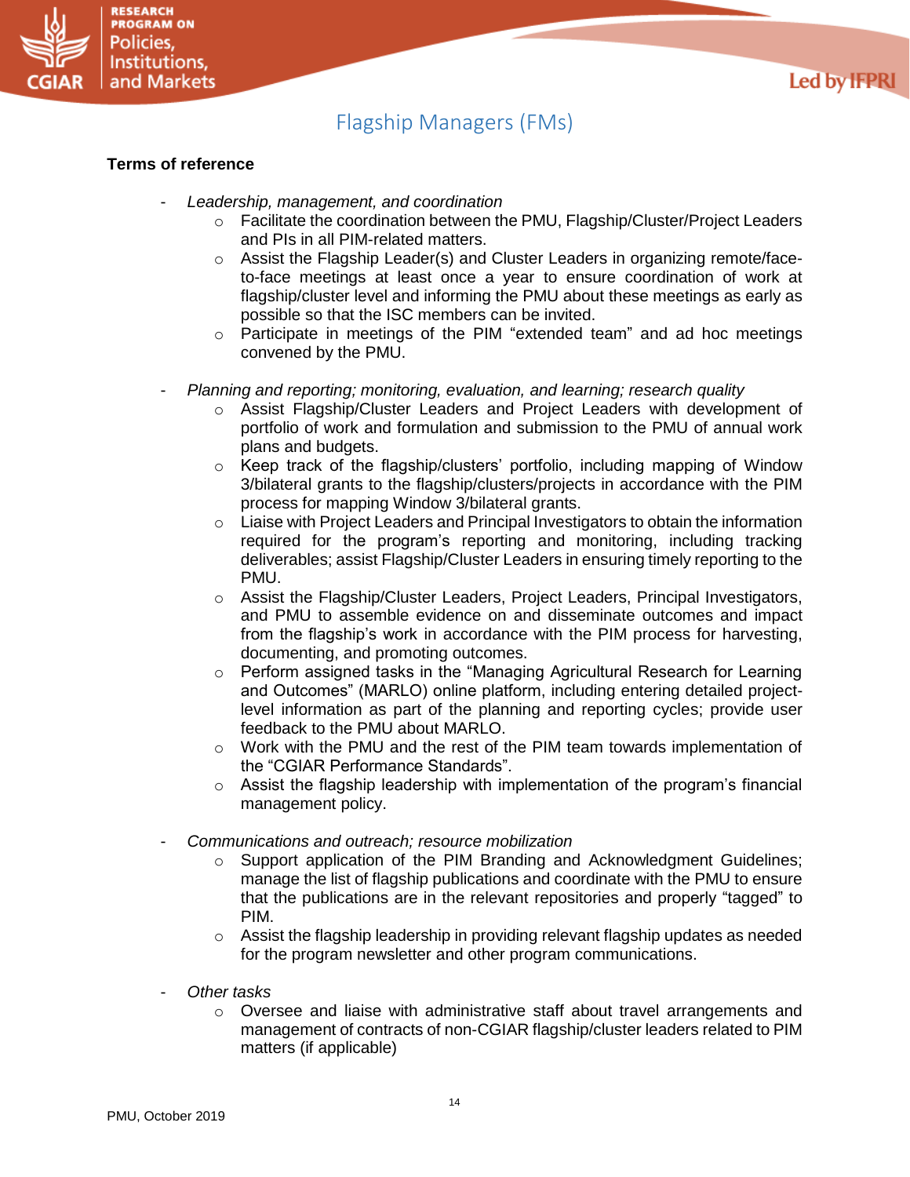## Flagship Managers (FMs)

**Terms of reference**

- *Leadership, management, and coordination*
  - Facilitate the coordination between the PMU, Flagship/Cluster/Project Leaders and PIs in all PIM-related matters.
  - Assist the Flagship Leader(s) and Cluster Leaders in organizing remote/face-to-face meetings at least once a year to ensure coordination of work at flagship/cluster level and informing the PMU about these meetings as early as possible so that the ISC members can be invited.
  - Participate in meetings of the PIM "extended team" and ad hoc meetings convened by the PMU.

- *Planning and reporting; monitoring, evaluation, and learning; research quality*
  - Assist Flagship/Cluster Leaders and Project Leaders with development of portfolio of work and formulation and submission to the PMU of annual work plans and budgets.
  - Keep track of the flagship/clusters' portfolio, including mapping of Window 3/bilateral grants to the flagship/clusters/projects in accordance with the PIM process for mapping Window 3/bilateral grants.
  - Liaise with Project Leaders and Principal Investigators to obtain the information required for the program's reporting and monitoring, including tracking deliverables; assist Flagship/Cluster Leaders in ensuring timely reporting to the PMU.
  - Assist the Flagship/Cluster Leaders, Project Leaders, Principal Investigators, and PMU to assemble evidence on and disseminate outcomes and impact from the flagship's work in accordance with the PIM process for harvesting, documenting, and promoting outcomes.
  - Perform assigned tasks in the "Managing Agricultural Research for Learning and Outcomes" (MARLO) online platform, including entering detailed project-level information as part of the planning and reporting cycles; provide user feedback to the PMU about MARLO.
  - Work with the PMU and the rest of the PIM team towards implementation of the "CGIAR Performance Standards".
  - Assist the flagship leadership with implementation of the program's financial management policy.

- *Communications and outreach; resource mobilization*
  - Support application of the PIM Branding and Acknowledgment Guidelines; manage the list of flagship publications and coordinate with the PMU to ensure that the publications are in the relevant repositories and properly "tagged" to PIM.
  - Assist the flagship leadership in providing relevant flagship updates as needed for the program newsletter and other program communications.

- *Other tasks*
  - Oversee and liaise with administrative staff about travel arrangements and management of contracts of non-CGIAR flagship/cluster leaders related to PIM matters (if applicable)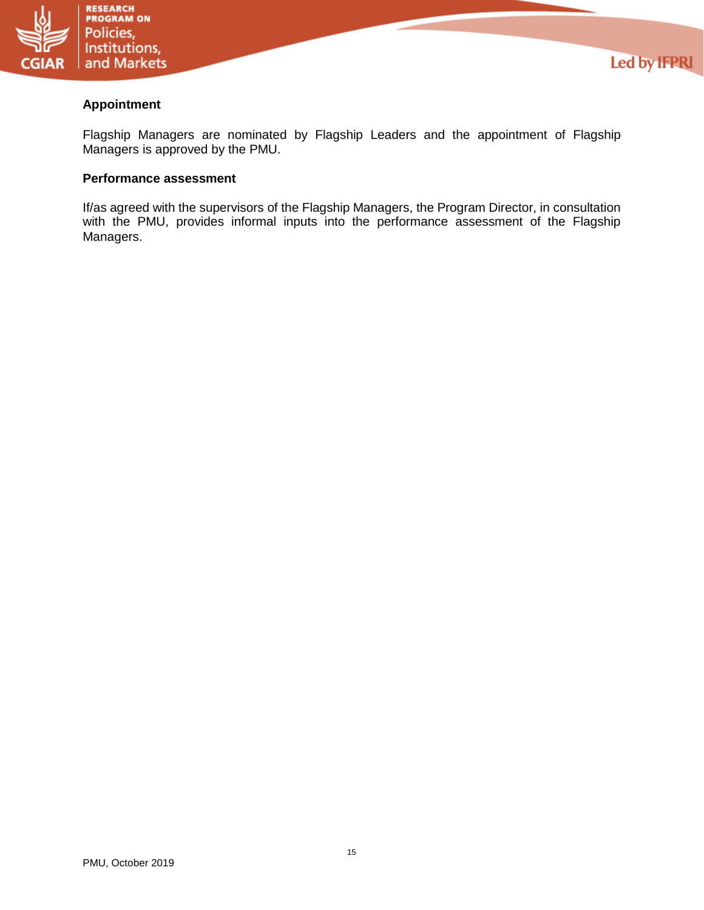### Appointment

Flagship Managers are nominated by Flagship Leaders and the appointment of Flagship Managers is approved by the PMU.

### Performance assessment

If/as agreed with the supervisors of the Flagship Managers, the Program Director, in consultation with the PMU, provides informal inputs into the performance assessment of the Flagship Managers.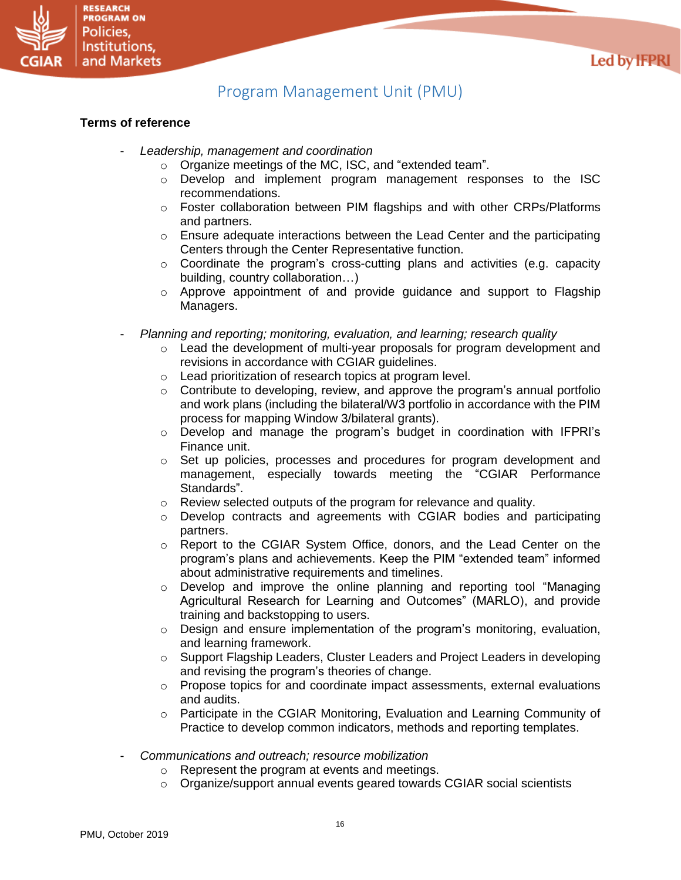## Program Management Unit (PMU)

**Terms of reference**

- *Leadership, management and coordination*
  - Organize meetings of the MC, ISC, and "extended team".
  - Develop and implement program management responses to the ISC recommendations.
  - Foster collaboration between PIM flagships and with other CRPs/Platforms and partners.
  - Ensure adequate interactions between the Lead Center and the participating Centers through the Center Representative function.
  - Coordinate the program's cross-cutting plans and activities (e.g. capacity building, country collaboration…)
  - Approve appointment of and provide guidance and support to Flagship Managers.

- *Planning and reporting; monitoring, evaluation, and learning; research quality*
  - Lead the development of multi-year proposals for program development and revisions in accordance with CGIAR guidelines.
  - Lead prioritization of research topics at program level.
  - Contribute to developing, review, and approve the program's annual portfolio and work plans (including the bilateral/W3 portfolio in accordance with the PIM process for mapping Window 3/bilateral grants).
  - Develop and manage the program's budget in coordination with IFPRI's Finance unit.
  - Set up policies, processes and procedures for program development and management, especially towards meeting the "CGIAR Performance Standards".
  - Review selected outputs of the program for relevance and quality.
  - Develop contracts and agreements with CGIAR bodies and participating partners.
  - Report to the CGIAR System Office, donors, and the Lead Center on the program's plans and achievements. Keep the PIM "extended team" informed about administrative requirements and timelines.
  - Develop and improve the online planning and reporting tool "Managing Agricultural Research for Learning and Outcomes" (MARLO), and provide training and backstopping to users.
  - Design and ensure implementation of the program's monitoring, evaluation, and learning framework.
  - Support Flagship Leaders, Cluster Leaders and Project Leaders in developing and revising the program's theories of change.
  - Propose topics for and coordinate impact assessments, external evaluations and audits.
  - Participate in the CGIAR Monitoring, Evaluation and Learning Community of Practice to develop common indicators, methods and reporting templates.

- *Communications and outreach; resource mobilization*
  - Represent the program at events and meetings.
  - Organize/support annual events geared towards CGIAR social scientists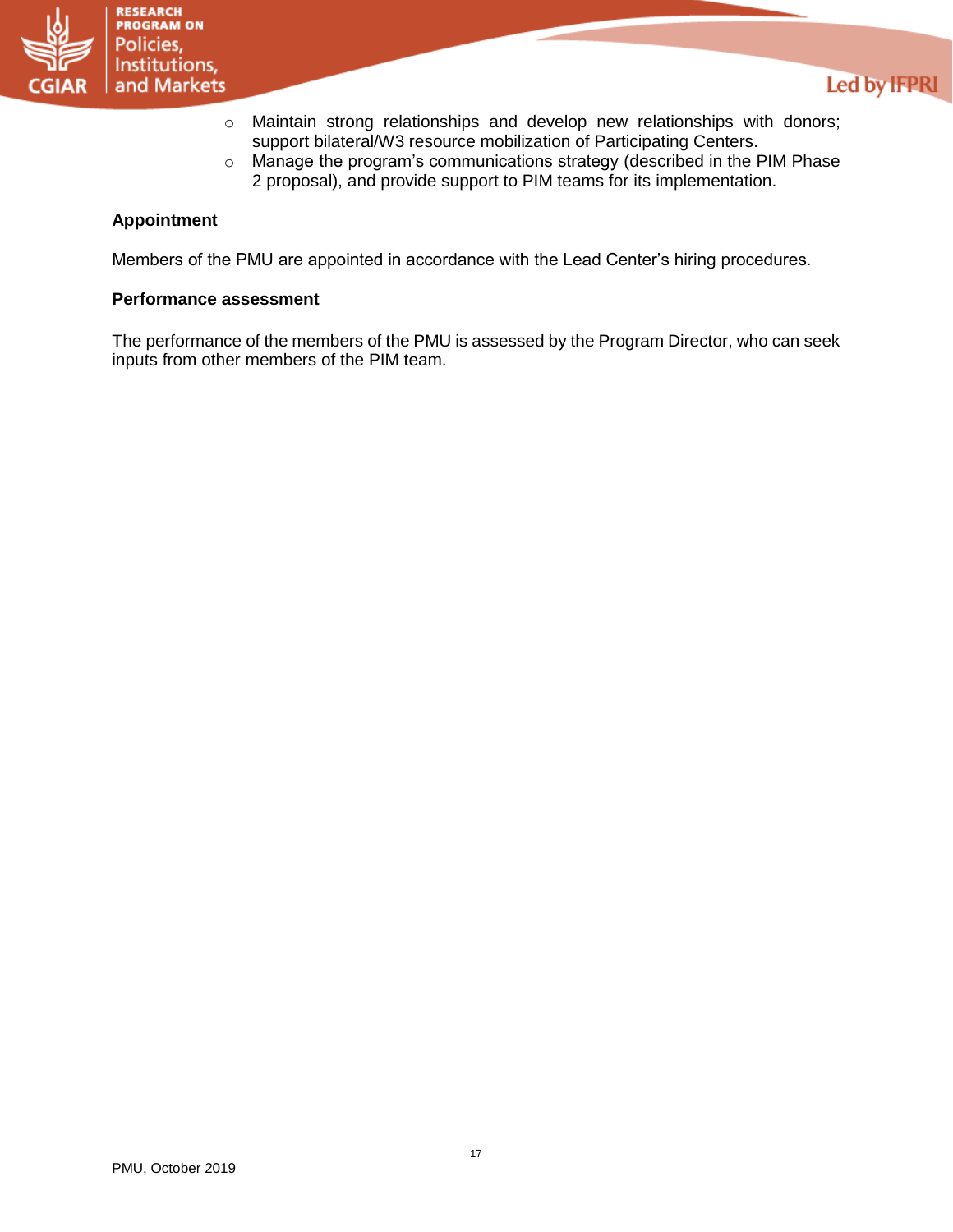- Maintain strong relationships and develop new relationships with donors; support bilateral/W3 resource mobilization of Participating Centers.
- Manage the program's communications strategy (described in the PIM Phase 2 proposal), and provide support to PIM teams for its implementation.

**Appointment**

Members of the PMU are appointed in accordance with the Lead Center's hiring procedures.

**Performance assessment**

The performance of the members of the PMU is assessed by the Program Director, who can seek inputs from other members of the PIM team.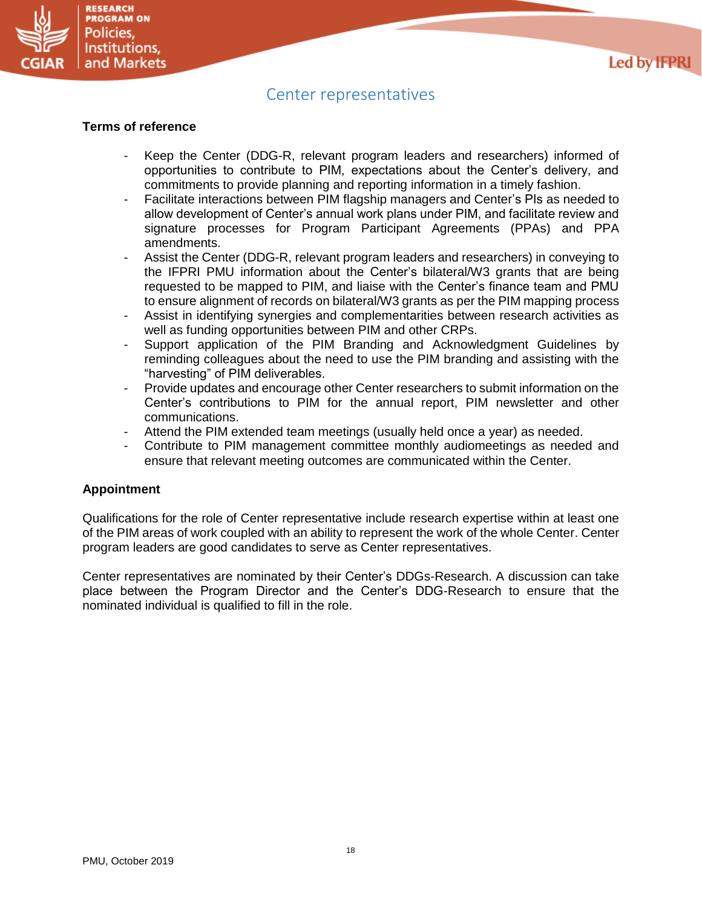# Center representatives

**Terms of reference**

- Keep the Center (DDG-R, relevant program leaders and researchers) informed of opportunities to contribute to PIM, expectations about the Center's delivery, and commitments to provide planning and reporting information in a timely fashion.
- Facilitate interactions between PIM flagship managers and Center's PIs as needed to allow development of Center's annual work plans under PIM, and facilitate review and signature processes for Program Participant Agreements (PPAs) and PPA amendments.
- Assist the Center (DDG-R, relevant program leaders and researchers) in conveying to the IFPRI PMU information about the Center's bilateral/W3 grants that are being requested to be mapped to PIM, and liaise with the Center's finance team and PMU to ensure alignment of records on bilateral/W3 grants as per the PIM mapping process
- Assist in identifying synergies and complementarities between research activities as well as funding opportunities between PIM and other CRPs.
- Support application of the PIM Branding and Acknowledgment Guidelines by reminding colleagues about the need to use the PIM branding and assisting with the "harvesting" of PIM deliverables.
- Provide updates and encourage other Center researchers to submit information on the Center's contributions to PIM for the annual report, PIM newsletter and other communications.
- Attend the PIM extended team meetings (usually held once a year) as needed.
- Contribute to PIM management committee monthly audiomeetings as needed and ensure that relevant meeting outcomes are communicated within the Center.

**Appointment**

Qualifications for the role of Center representative include research expertise within at least one of the PIM areas of work coupled with an ability to represent the work of the whole Center. Center program leaders are good candidates to serve as Center representatives.

Center representatives are nominated by their Center's DDGs-Research. A discussion can take place between the Program Director and the Center's DDG-Research to ensure that the nominated individual is qualified to fill in the role.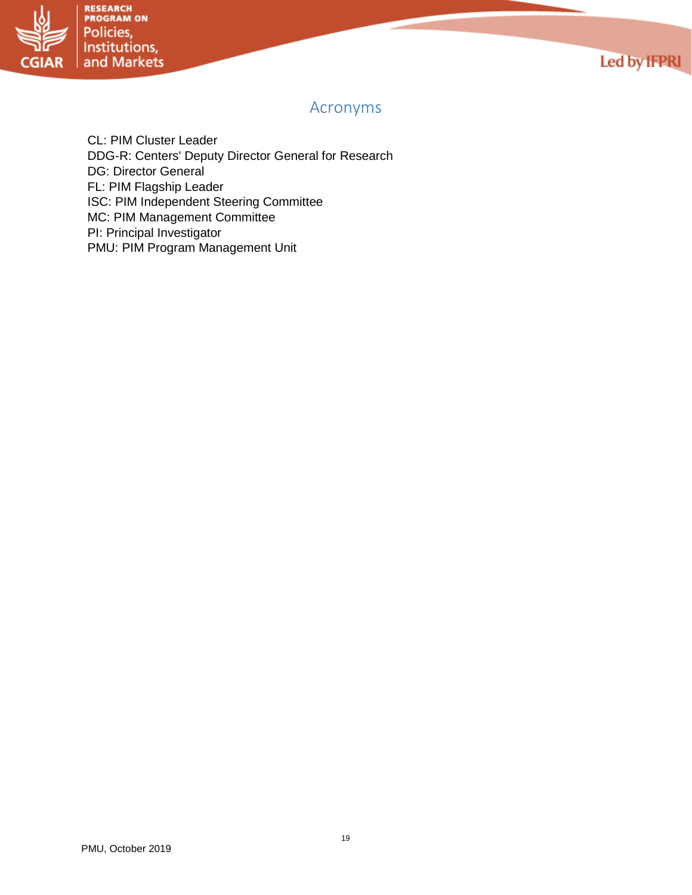# Acronyms

CL: PIM Cluster Leader
DDG-R: Centers' Deputy Director General for Research
DG: Director General
FL: PIM Flagship Leader
ISC: PIM Independent Steering Committee
MC: PIM Management Committee
PI: Principal Investigator
PMU: PIM Program Management Unit